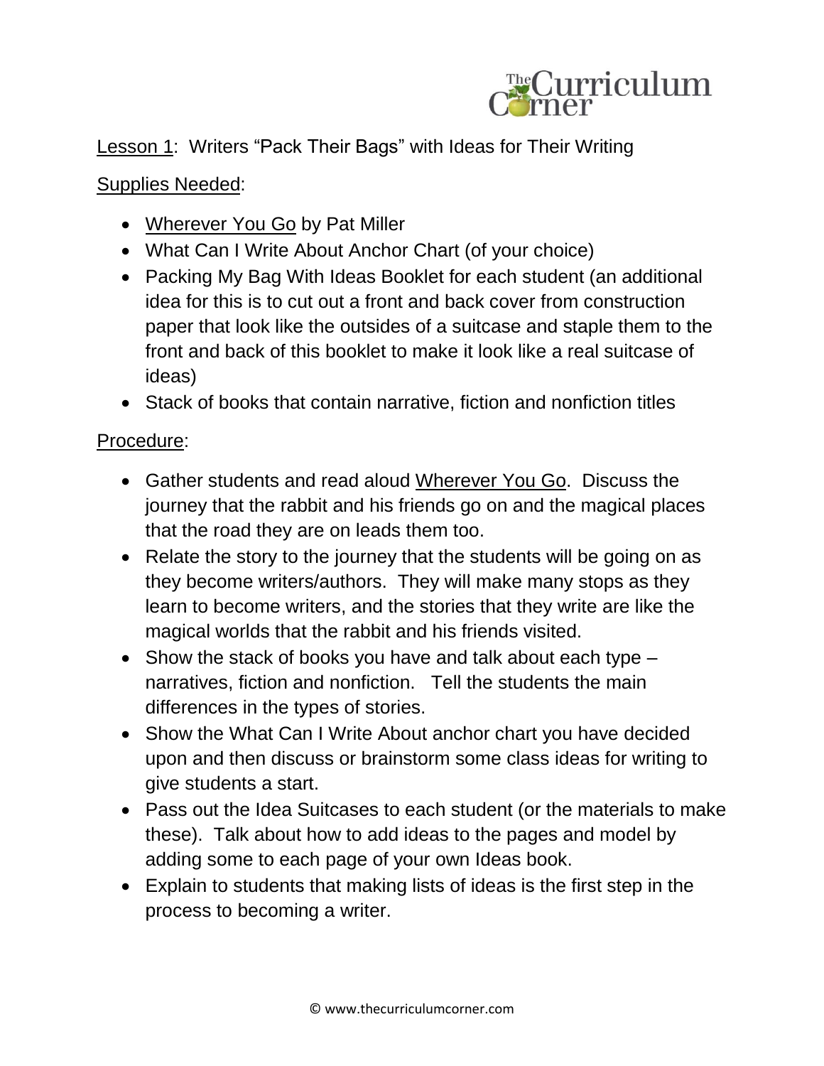Lesson 1: Writers "Pack Their Bags" with Ideas for Their Writing

Supplies Needed:

- Wherever You Go by Pat Miller
- What Can I Write About Anchor Chart (of your choice)
- Packing My Bag With Ideas Booklet for each student (an additional idea for this is to cut out a front and back cover from construction paper that look like the outsides of a suitcase and staple them to the front and back of this booklet to make it look like a real suitcase of ideas)
- Stack of books that contain narrative, fiction and nonfiction titles

Procedure:

- Gather students and read aloud Wherever You Go. Discuss the journey that the rabbit and his friends go on and the magical places that the road they are on leads them too.
- Relate the story to the journey that the students will be going on as they become writers/authors. They will make many stops as they learn to become writers, and the stories that they write are like the magical worlds that the rabbit and his friends visited.
- Show the stack of books you have and talk about each type – narratives, fiction and nonfiction. Tell the students the main differences in the types of stories.
- Show the What Can I Write About anchor chart you have decided upon and then discuss or brainstorm some class ideas for writing to give students a start.
- Pass out the Idea Suitcases to each student (or the materials to make these). Talk about how to add ideas to the pages and model by adding some to each page of your own Ideas book.
- Explain to students that making lists of ideas is the first step in the process to becoming a writer.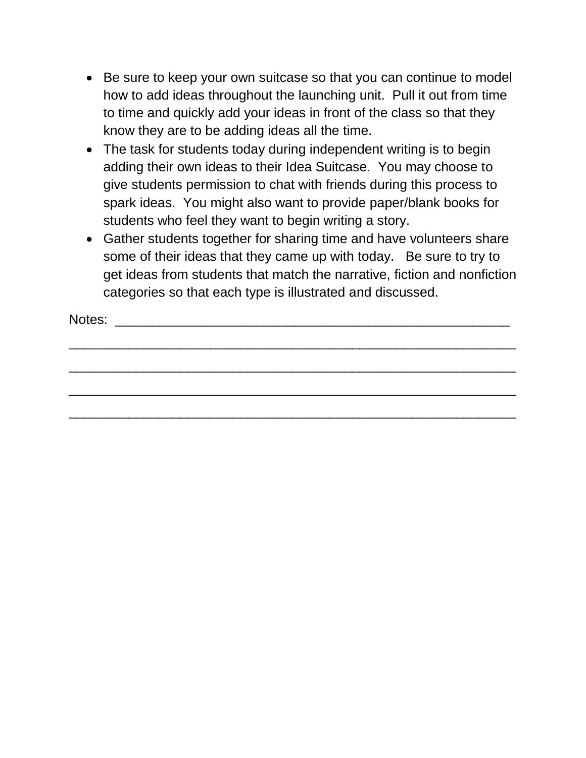- Be sure to keep your own suitcase so that you can continue to model how to add ideas throughout the launching unit. Pull it out from time to time and quickly add your ideas in front of the class so that they know they are to be adding ideas all the time.
- The task for students today during independent writing is to begin adding their own ideas to their Idea Suitcase. You may choose to give students permission to chat with friends during this process to spark ideas. You might also want to provide paper/blank books for students who feel they want to begin writing a story.
- Gather students together for sharing time and have volunteers share some of their ideas that they came up with today. Be sure to try to get ideas from students that match the narrative, fiction and nonfiction categories so that each type is illustrated and discussed.

Notes: ______________________________________________________

_____________________________________________________________

_____________________________________________________________

_____________________________________________________________

_____________________________________________________________